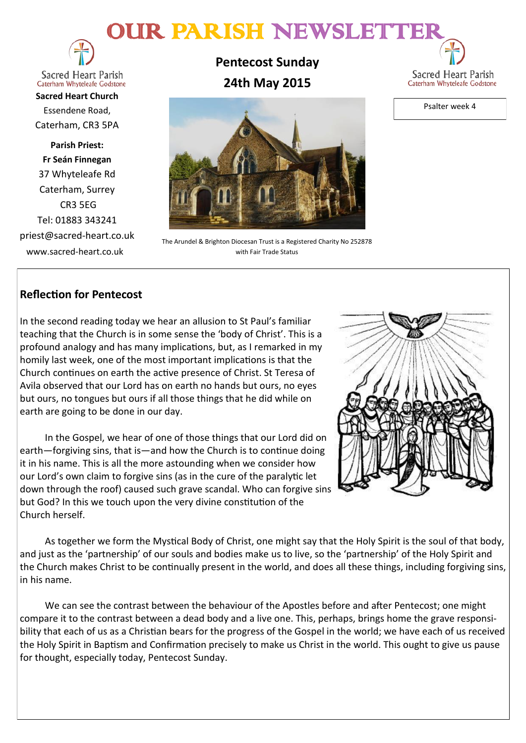# OUR PARISH NEWSLETTER

Sacred Heart Parish
Caterham Whyteleafe Godstone

**Sacred Heart Church**
Essendene Road,
Caterham, CR3 5PA

**Parish Priest:**
**Fr Seán Finnegan**
37 Whyteleafe Rd
Caterham, Surrey
CR3 5EG
Tel: 01883 343241
priest@sacred-heart.co.uk
www.sacred-heart.co.uk

**Pentecost Sunday**
**24th May 2015**

The Arundel & Brighton Diocesan Trust is a Registered Charity No 252878
with Fair Trade Status

Sacred Heart Parish
Caterham Whyteleafe Godstone

Psalter week 4

## Reflection for Pentecost

In the second reading today we hear an allusion to St Paul's familiar teaching that the Church is in some sense the 'body of Christ'. This is a profound analogy and has many implications, but, as I remarked in my homily last week, one of the most important implications is that the Church continues on earth the active presence of Christ. St Teresa of Avila observed that our Lord has on earth no hands but ours, no eyes but ours, no tongues but ours if all those things that he did while on earth are going to be done in our day.

In the Gospel, we hear of one of those things that our Lord did on earth—forgiving sins, that is—and how the Church is to continue doing it in his name. This is all the more astounding when we consider how our Lord's own claim to forgive sins (as in the cure of the paralytic let down through the roof) caused such grave scandal. Who can forgive sins but God? In this we touch upon the very divine constitution of the Church herself.

As together we form the Mystical Body of Christ, one might say that the Holy Spirit is the soul of that body, and just as the 'partnership' of our souls and bodies make us to live, so the 'partnership' of the Holy Spirit and the Church makes Christ to be continually present in the world, and does all these things, including forgiving sins, in his name.

We can see the contrast between the behaviour of the Apostles before and after Pentecost; one might compare it to the contrast between a dead body and a live one. This, perhaps, brings home the grave responsibility that each of us as a Christian bears for the progress of the Gospel in the world; we have each of us received the Holy Spirit in Baptism and Confirmation precisely to make us Christ in the world. This ought to give us pause for thought, especially today, Pentecost Sunday.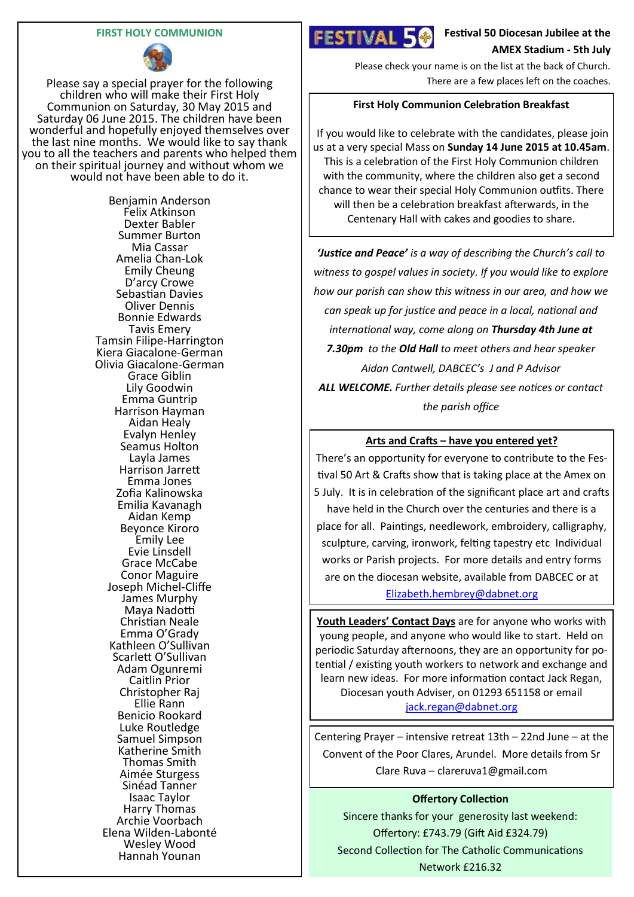## FIRST HOLY COMMUNION

Please say a special prayer for the following children who will make their First Holy Communion on Saturday, 30 May 2015 and Saturday 06 June 2015. The children have been wonderful and hopefully enjoyed themselves over the last nine months. We would like to say thank you to all the teachers and parents who helped them on their spiritual journey and without whom we would not have been able to do it.

Benjamin Anderson
Felix Atkinson
Dexter Babler
Summer Burton
Mia Cassar
Amelia Chan-Lok
Emily Cheung
D'arcy Crowe
Sebastian Davies
Oliver Dennis
Bonnie Edwards
Tavis Emery
Tamsin Filipe-Harrington
Kiera Giacalone-German
Olivia Giacalone-German
Grace Giblin
Lily Goodwin
Emma Guntrip
Harrison Hayman
Aidan Healy
Evalyn Henley
Seamus Holton
Layla James
Harrison Jarrett
Emma Jones
Zofia Kalinowska
Emilia Kavanagh
Aidan Kemp
Beyonce Kiroro
Emily Lee
Evie Linsdell
Grace McCabe
Conor Maguire
Joseph Michel-Cliffe
James Murphy
Maya Nadotti
Christian Neale
Emma O'Grady
Kathleen O'Sullivan
Scarlett O'Sullivan
Adam Ogunremi
Caitlin Prior
Christopher Raj
Ellie Rann
Benicio Rookard
Luke Routledge
Samuel Simpson
Katherine Smith
Thomas Smith
Aimée Sturgess
Sinéad Tanner
Isaac Taylor
Harry Thomas
Archie Voorbach
Elena Wilden-Labonté
Wesley Wood
Hannah Younan

## Festival 50 Diocesan Jubilee at the AMEX Stadium - 5th July

Please check your name is on the list at the back of Church. There are a few places left on the coaches.

### First Holy Communion Celebration Breakfast

If you would like to celebrate with the candidates, please join us at a very special Mass on **Sunday 14 June 2015 at 10.45am**. This is a celebration of the First Holy Communion children with the community, where the children also get a second chance to wear their special Holy Communion outfits. There will then be a celebration breakfast afterwards, in the Centenary Hall with cakes and goodies to share.

*__'Justice and Peace'__ is a way of describing the Church's call to witness to gospel values in society. If you would like to explore how our parish can show this witness in our area, and how we can speak up for justice and peace in a local, national and international way, come along on __Thursday 4th June at 7.30pm__ to the __Old Hall__ to meet others and hear speaker Aidan Cantwell, DABCEC's J and P Advisor*

***ALL WELCOME.** Further details please see notices or contact the parish office*

### Arts and Crafts – have you entered yet?

There's an opportunity for everyone to contribute to the Festival 50 Art & Crafts show that is taking place at the Amex on 5 July. It is in celebration of the significant place art and crafts have held in the Church over the centuries and there is a place for all. Paintings, needlework, embroidery, calligraphy, sculpture, carving, ironwork, felting tapestry etc Individual works or Parish projects. For more details and entry forms are on the diocesan website, available from DABCEC or at Elizabeth.hembrey@dabnet.org

**Youth Leaders' Contact Days** are for anyone who works with young people, and anyone who would like to start. Held on periodic Saturday afternoons, they are an opportunity for potential / existing youth workers to network and exchange and learn new ideas. For more information contact Jack Regan, Diocesan youth Adviser, on 01293 651158 or email jack.regan@dabnet.org

Centering Prayer – intensive retreat 13th – 22nd June – at the Convent of the Poor Clares, Arundel. More details from Sr Clare Ruva – clareruva1@gmail.com

### Offertory Collection

Sincere thanks for your generosity last weekend:
Offertory: £743.79 (Gift Aid £324.79)
Second Collection for The Catholic Communications Network £216.32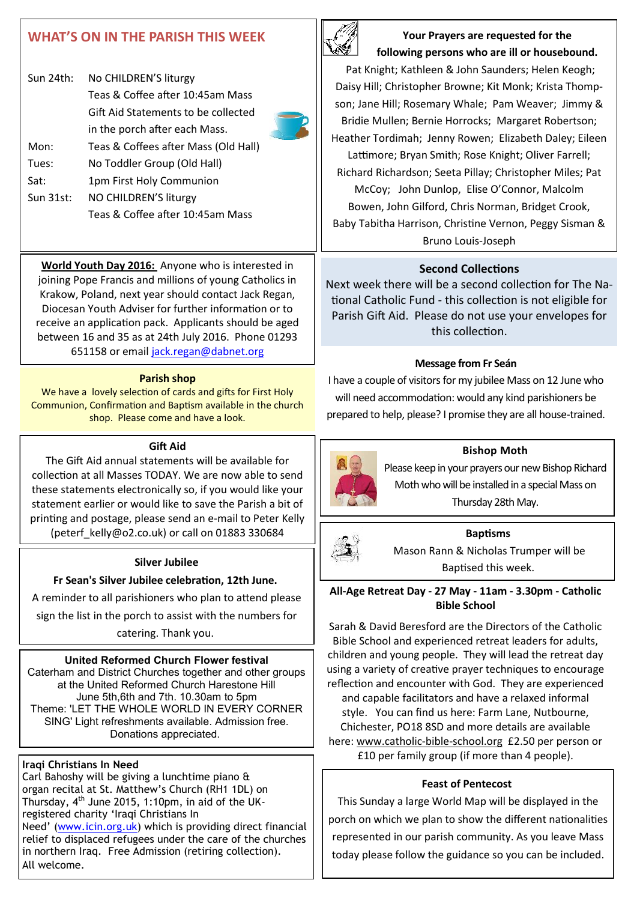## WHAT'S ON IN THE PARISH THIS WEEK

| | |
|---|---|
| Sun 24th: | No CHILDREN'S liturgy |
| | Teas & Coffee after 10:45am Mass |
| | Gift Aid Statements to be collected in the porch after each Mass. |
| Mon: | Teas & Coffees after Mass (Old Hall) |
| Tues: | No Toddler Group (Old Hall) |
| Sat: | 1pm First Holy Communion |
| Sun 31st: | NO CHILDREN'S liturgy |
| | Teas & Coffee after 10:45am Mass |

**World Youth Day 2016:** Anyone who is interested in joining Pope Francis and millions of young Catholics in Krakow, Poland, next year should contact Jack Regan, Diocesan Youth Adviser for further information or to receive an application pack. Applicants should be aged between 16 and 35 as at 24th July 2016. Phone 01293 651158 or email jack.regan@dabnet.org

### Parish shop

We have a lovely selection of cards and gifts for First Holy Communion, Confirmation and Baptism available in the church shop. Please come and have a look.

### Gift Aid

The Gift Aid annual statements will be available for collection at all Masses TODAY. We are now able to send these statements electronically so, if you would like your statement earlier or would like to save the Parish a bit of printing and postage, please send an e-mail to Peter Kelly (peterf_kelly@o2.co.uk) or call on 01883 330684

### Silver Jubilee

**Fr Sean's Silver Jubilee celebration, 12th June.**

A reminder to all parishioners who plan to attend please sign the list in the porch to assist with the numbers for catering. Thank you.

### United Reformed Church Flower festival

Caterham and District Churches together and other groups at the United Reformed Church Harestone Hill June 5th,6th and 7th. 10.30am to 5pm Theme: 'LET THE WHOLE WORLD IN EVERY CORNER SING' Light refreshments available. Admission free. Donations appreciated.

### Iraqi Christians In Need

Carl Bahoshy will be giving a lunchtime piano & organ recital at St. Matthew's Church (RH1 1DL) on Thursday, 4th June 2015, 1:10pm, in aid of the UK-registered charity 'Iraqi Christians In Need' (www.icin.org.uk) which is providing direct financial relief to displaced refugees under the care of the churches in northern Iraq. Free Admission (retiring collection). All welcome.

**Your Prayers are requested for the following persons who are ill or housebound.**

Pat Knight; Kathleen & John Saunders; Helen Keogh; Daisy Hill; Christopher Browne; Kit Monk; Krista Thompson; Jane Hill; Rosemary Whale; Pam Weaver; Jimmy & Bridie Mullen; Bernie Horrocks; Margaret Robertson; Heather Tordimah; Jenny Rowen; Elizabeth Daley; Eileen Lattimore; Bryan Smith; Rose Knight; Oliver Farrell; Richard Richardson; Seeta Pillay; Christopher Miles; Pat McCoy; John Dunlop, Elise O'Connor, Malcolm Bowen, John Gilford, Chris Norman, Bridget Crook, Baby Tabitha Harrison, Christine Vernon, Peggy Sisman & Bruno Louis-Joseph

### Second Collections

Next week there will be a second collection for The National Catholic Fund - this collection is not eligible for Parish Gift Aid. Please do not use your envelopes for this collection.

### Message from Fr Seán

I have a couple of visitors for my jubilee Mass on 12 June who will need accommodation: would any kind parishioners be prepared to help, please? I promise they are all house-trained.

### Bishop Moth

Please keep in your prayers our new Bishop Richard Moth who will be installed in a special Mass on Thursday 28th May.

### Baptisms

Mason Rann & Nicholas Trumper will be Baptised this week.

### All-Age Retreat Day - 27 May - 11am - 3.30pm - Catholic Bible School

Sarah & David Beresford are the Directors of the Catholic Bible School and experienced retreat leaders for adults, children and young people. They will lead the retreat day using a variety of creative prayer techniques to encourage reflection and encounter with God. They are experienced and capable facilitators and have a relaxed informal style. You can find us here: Farm Lane, Nutbourne, Chichester, PO18 8SD and more details are available here: www.catholic-bible-school.org £2.50 per person or £10 per family group (if more than 4 people).

### Feast of Pentecost

This Sunday a large World Map will be displayed in the porch on which we plan to show the different nationalities represented in our parish community. As you leave Mass today please follow the guidance so you can be included.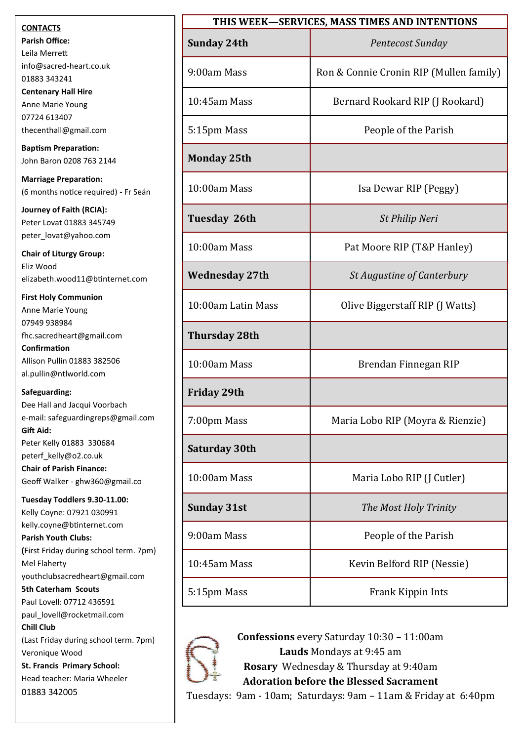**CONTACTS**

**Parish Office:**
Leila Merrett
info@sacred-heart.co.uk
01883 343241

**Centenary Hall Hire**
Anne Marie Young
07724 613407
thecenthall@gmail.com

**Baptism Preparation:**
John Baron 0208 763 2144

**Marriage Preparation:**
(6 months notice required) **-** Fr Seán

**Journey of Faith (RCIA):**
Peter Lovat 01883 345749
peter_lovat@yahoo.com

**Chair of Liturgy Group:**
Eliz Wood
elizabeth.wood11@btinternet.com

**First Holy Communion**
Anne Marie Young
07949 938984
fhc.sacredheart@gmail.com

**Confirmation**
Allison Pullin 01883 382506
al.pullin@ntlworld.com

**Safeguarding:**
Dee Hall and Jacqui Voorbach
e-mail: safeguardingreps@gmail.com

**Gift Aid:**
Peter Kelly 01883 330684
peterf_kelly@o2.co.uk

**Chair of Parish Finance:**
Geoff Walker - ghw360@gmail.co

**Tuesday Toddlers 9.30-11.00:**
Kelly Coyne: 07921 030991
kelly.coyne@btinternet.com

**Parish Youth Clubs:**
**(**First Friday during school term. 7pm)
Mel Flaherty
youthclubsacredheart@gmail.com

**5th Caterham Scouts**
Paul Lovell: 07712 436591
paul_lovell@rocketmail.com

**Chill Club**
(Last Friday during school term. 7pm)
Veronique Wood

**St. Francis Primary School:**
Head teacher: Maria Wheeler
01883 342005

| THIS WEEK—SERVICES, MASS TIMES AND INTENTIONS | |
|---|---|
| **Sunday 24th** | *Pentecost Sunday* |
| 9:00am Mass | Ron & Connie Cronin RIP (Mullen family) |
| 10:45am Mass | Bernard Rookard RIP (J Rookard) |
| 5:15pm Mass | People of the Parish |
| **Monday 25th** | |
| 10:00am Mass | Isa Dewar RIP (Peggy) |
| **Tuesday 26th** | *St Philip Neri* |
| 10:00am Mass | Pat Moore RIP (T&P Hanley) |
| **Wednesday 27th** | *St Augustine of Canterbury* |
| 10:00am Latin Mass | Olive Biggerstaff RIP (J Watts) |
| **Thursday 28th** | |
| 10:00am Mass | Brendan Finnegan RIP |
| **Friday 29th** | |
| 7:00pm Mass | Maria Lobo RIP (Moyra & Rienzie) |
| **Saturday 30th** | |
| 10:00am Mass | Maria Lobo RIP (J Cutler) |
| **Sunday 31st** | *The Most Holy Trinity* |
| 9:00am Mass | People of the Parish |
| 10:45am Mass | Kevin Belford RIP (Nessie) |
| 5:15pm Mass | Frank Kippin Ints |

**Confessions** every Saturday 10:30 – 11:00am
**Lauds** Mondays at 9:45 am
**Rosary** Wednesday & Thursday at 9:40am
**Adoration before the Blessed Sacrament**
Tuesdays: 9am - 10am; Saturdays: 9am – 11am & Friday at 6:40pm